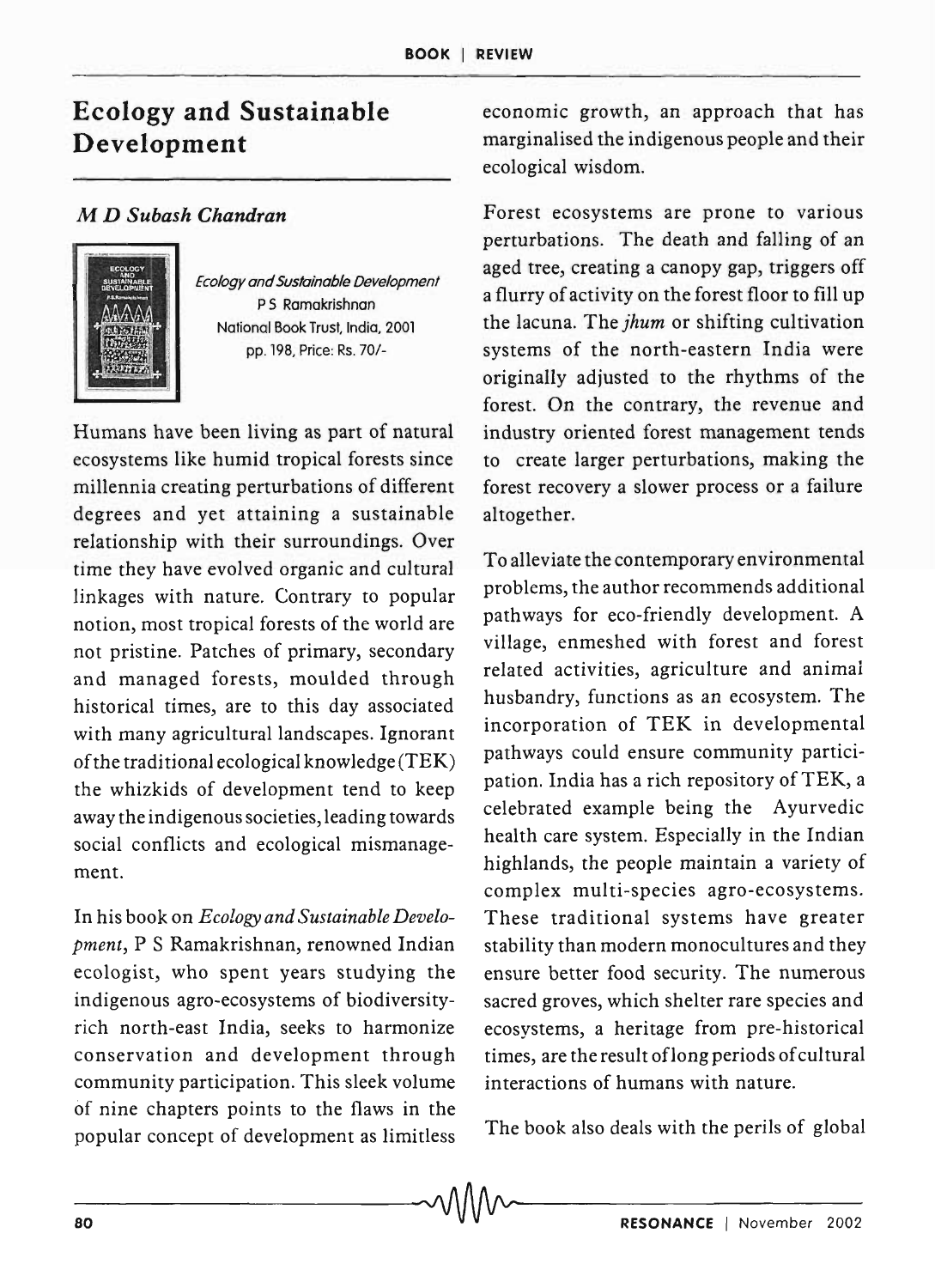# Ecology and Sustainable Development

*M D Subash Chandran*

*Ecology and Sustainable Development*
P S Ramakrishnan
National Book Trust, India, 2001
pp. 198, Price: Rs. 70/-

Humans have been living as part of natural ecosystems like humid tropical forests since millennia creating perturbations of different degrees and yet attaining a sustainable relationship with their surroundings. Over time they have evolved organic and cultural linkages with nature. Contrary to popular notion, most tropical forests of the world are not pristine. Patches of primary, secondary and managed forests, moulded through historical times, are to this day associated with many agricultural landscapes. Ignorant of the traditional ecological knowledge (TEK) the whizkids of development tend to keep away the indigenous societies, leading towards social conflicts and ecological mismanagement.

In his book on *Ecology and Sustainable Development*, P S Ramakrishnan, renowned Indian ecologist, who spent years studying the indigenous agro-ecosystems of biodiversity-rich north-east India, seeks to harmonize conservation and development through community participation. This sleek volume of nine chapters points to the flaws in the popular concept of development as limitless economic growth, an approach that has marginalised the indigenous people and their ecological wisdom.

Forest ecosystems are prone to various perturbations. The death and falling of an aged tree, creating a canopy gap, triggers off a flurry of activity on the forest floor to fill up the lacuna. The *jhum* or shifting cultivation systems of the north-eastern India were originally adjusted to the rhythms of the forest. On the contrary, the revenue and industry oriented forest management tends to create larger perturbations, making the forest recovery a slower process or a failure altogether.

To alleviate the contemporary environmental problems, the author recommends additional pathways for eco-friendly development. A village, enmeshed with forest and forest related activities, agriculture and animal husbandry, functions as an ecosystem. The incorporation of TEK in developmental pathways could ensure community participation. India has a rich repository of TEK, a celebrated example being the Ayurvedic health care system. Especially in the Indian highlands, the people maintain a variety of complex multi-species agro-ecosystems. These traditional systems have greater stability than modern monocultures and they ensure better food security. The numerous sacred groves, which shelter rare species and ecosystems, a heritage from pre-historical times, are the result of long periods of cultural interactions of humans with nature.

The book also deals with the perils of global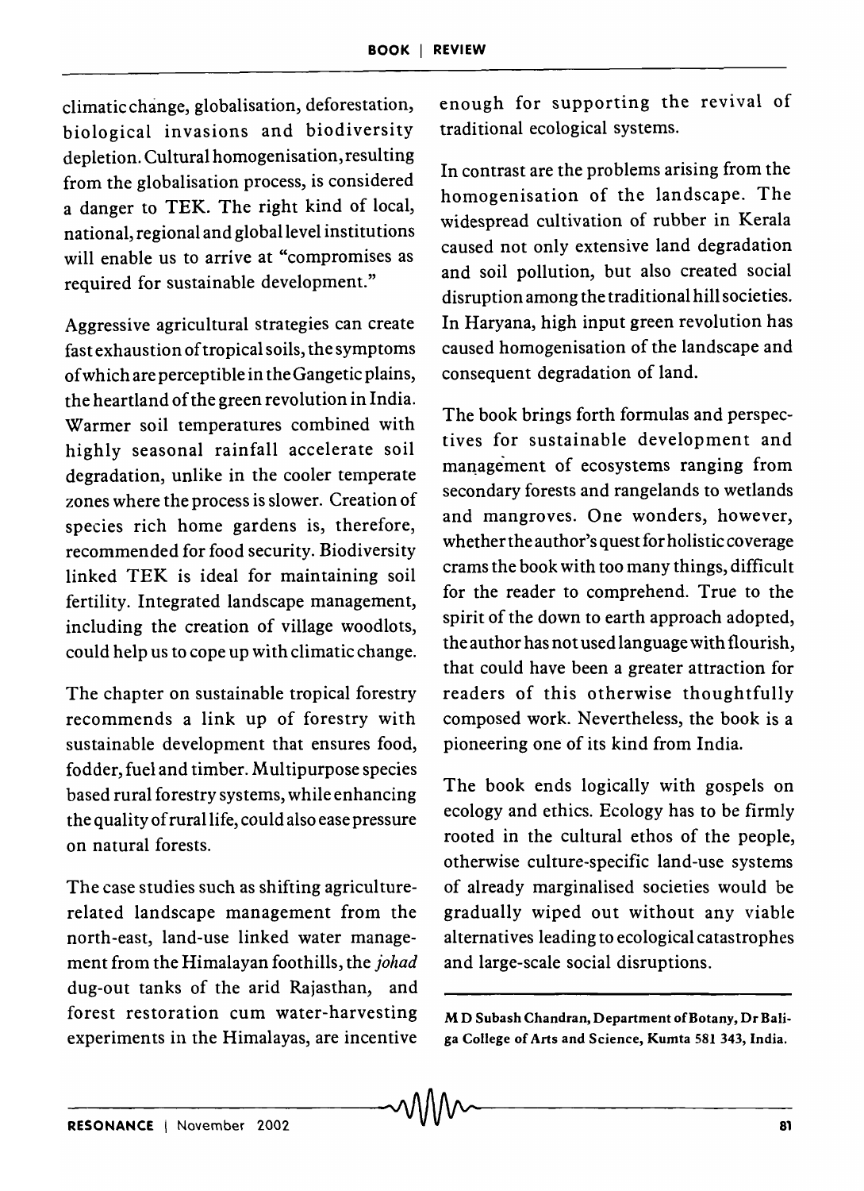climatic change, globalisation, deforestation, biological invasions and biodiversity depletion. Cultural homogenisation, resulting from the globalisation process, is considered a danger to TEK. The right kind of local, national, regional and global level institutions will enable us to arrive at "compromises as required for sustainable development."

Aggressive agricultural strategies can create fast exhaustion of tropical soils, the symptoms of which are perceptible in the Gangetic plains, the heartland of the green revolution in India. Warmer soil temperatures combined with highly seasonal rainfall accelerate soil degradation, unlike in the cooler temperate zones where the process is slower. Creation of species rich home gardens is, therefore, recommended for food security. Biodiversity linked TEK is ideal for maintaining soil fertility. Integrated landscape management, including the creation of village woodlots, could help us to cope up with climatic change.

The chapter on sustainable tropical forestry recommends a link up of forestry with sustainable development that ensures food, fodder, fuel and timber. Multipurpose species based rural forestry systems, while enhancing the quality of rural life, could also ease pressure on natural forests.

The case studies such as shifting agriculture-related landscape management from the north-east, land-use linked water management from the Himalayan foothills, the *johad* dug-out tanks of the arid Rajasthan, and forest restoration cum water-harvesting experiments in the Himalayas, are incentive enough for supporting the revival of traditional ecological systems.

In contrast are the problems arising from the homogenisation of the landscape. The widespread cultivation of rubber in Kerala caused not only extensive land degradation and soil pollution, but also created social disruption among the traditional hill societies. In Haryana, high input green revolution has caused homogenisation of the landscape and consequent degradation of land.

The book brings forth formulas and perspectives for sustainable development and management of ecosystems ranging from secondary forests and rangelands to wetlands and mangroves. One wonders, however, whether the author's quest for holistic coverage crams the book with too many things, difficult for the reader to comprehend. True to the spirit of the down to earth approach adopted, the author has not used language with flourish, that could have been a greater attraction for readers of this otherwise thoughtfully composed work. Nevertheless, the book is a pioneering one of its kind from India.

The book ends logically with gospels on ecology and ethics. Ecology has to be firmly rooted in the cultural ethos of the people, otherwise culture-specific land-use systems of already marginalised societies would be gradually wiped out without any viable alternatives leading to ecological catastrophes and large-scale social disruptions.

---

**M D Subash Chandran, Department of Botany, Dr Baliga College of Arts and Science, Kumta 581 343, India.**